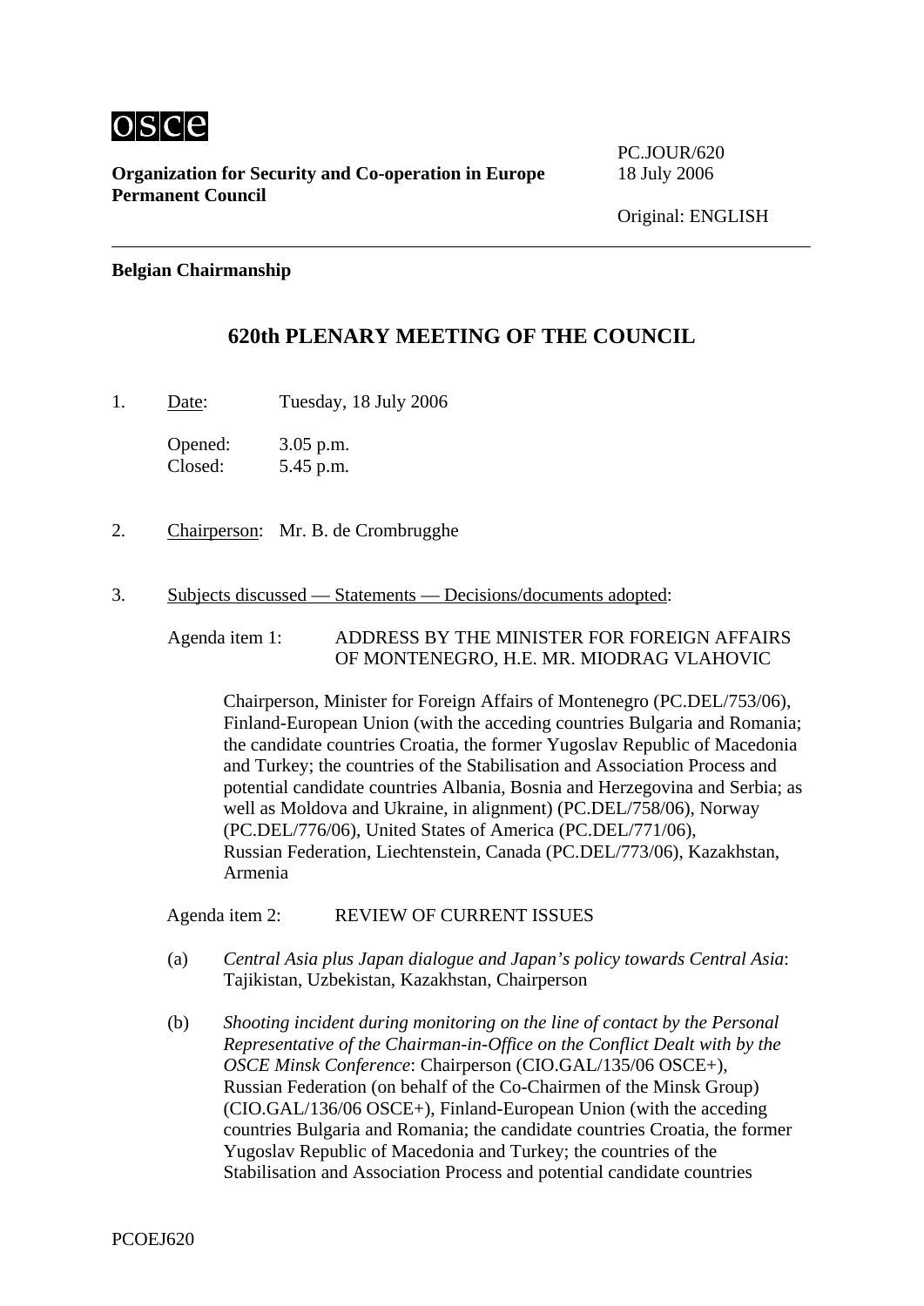OSCE

**Organization for Security and Co-operation in Europe**
**Permanent Council**

PC.JOUR/620
18 July 2006

Original: ENGLISH

---

**Belgian Chairmanship**

## 620th PLENARY MEETING OF THE COUNCIL

1. Date: Tuesday, 18 July 2006

   Opened: 3.05 p.m.
   Closed: 5.45 p.m.

2. Chairperson: Mr. B. de Crombrugghe

3. Subjects discussed — Statements — Decisions/documents adopted:

   Agenda item 1: ADDRESS BY THE MINISTER FOR FOREIGN AFFAIRS OF MONTENEGRO, H.E. MR. MIODRAG VLAHOVIC

   Chairperson, Minister for Foreign Affairs of Montenegro (PC.DEL/753/06), Finland-European Union (with the acceding countries Bulgaria and Romania; the candidate countries Croatia, the former Yugoslav Republic of Macedonia and Turkey; the countries of the Stabilisation and Association Process and potential candidate countries Albania, Bosnia and Herzegovina and Serbia; as well as Moldova and Ukraine, in alignment) (PC.DEL/758/06), Norway (PC.DEL/776/06), United States of America (PC.DEL/771/06), Russian Federation, Liechtenstein, Canada (PC.DEL/773/06), Kazakhstan, Armenia

   Agenda item 2: REVIEW OF CURRENT ISSUES

   (a) *Central Asia plus Japan dialogue and Japan's policy towards Central Asia*: Tajikistan, Uzbekistan, Kazakhstan, Chairperson

   (b) *Shooting incident during monitoring on the line of contact by the Personal Representative of the Chairman-in-Office on the Conflict Dealt with by the OSCE Minsk Conference*: Chairperson (CIO.GAL/135/06 OSCE+), Russian Federation (on behalf of the Co-Chairmen of the Minsk Group) (CIO.GAL/136/06 OSCE+), Finland-European Union (with the acceding countries Bulgaria and Romania; the candidate countries Croatia, the former Yugoslav Republic of Macedonia and Turkey; the countries of the Stabilisation and Association Process and potential candidate countries

PCOEJ620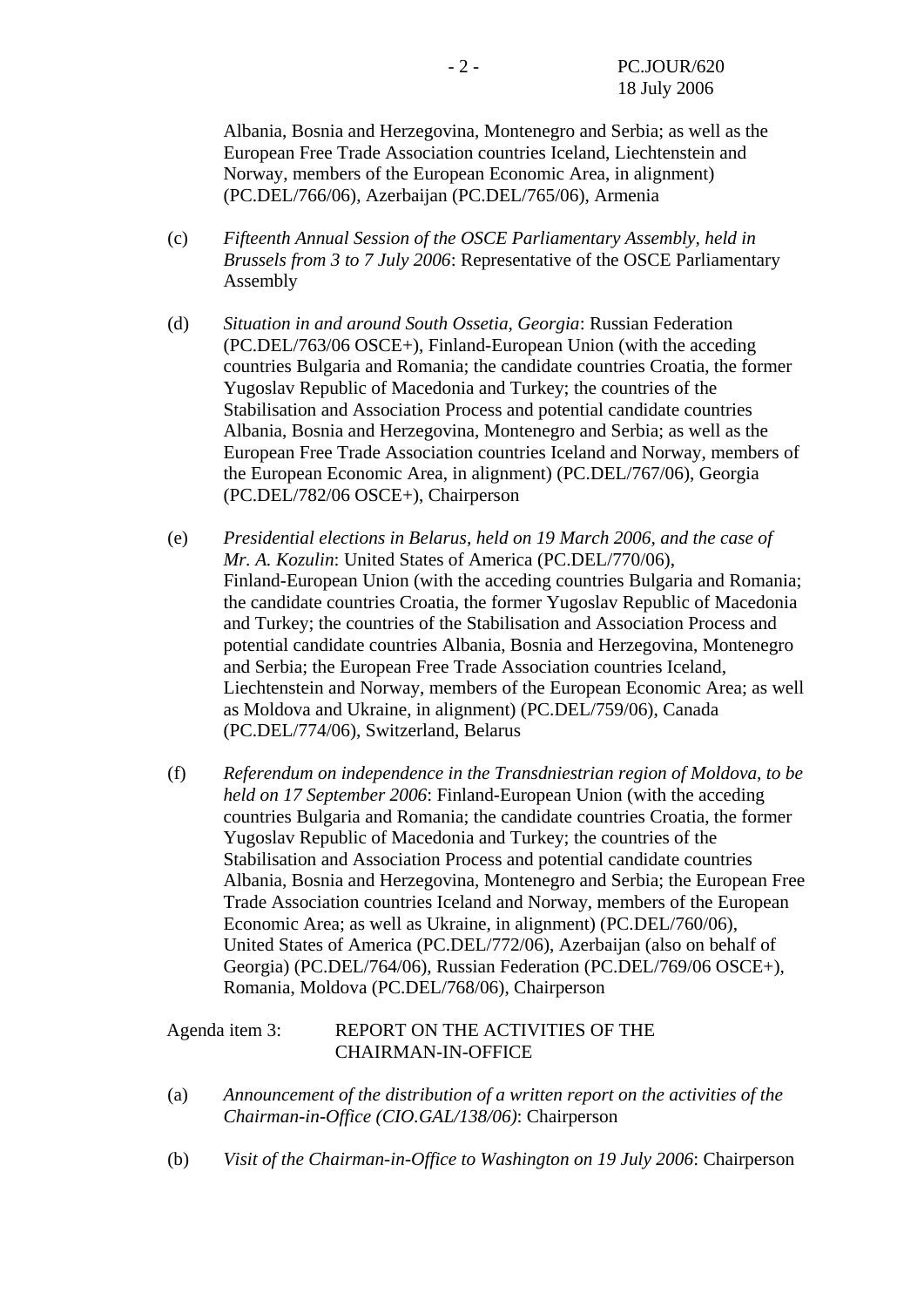Albania, Bosnia and Herzegovina, Montenegro and Serbia; as well as the European Free Trade Association countries Iceland, Liechtenstein and Norway, members of the European Economic Area, in alignment) (PC.DEL/766/06), Azerbaijan (PC.DEL/765/06), Armenia

(c) *Fifteenth Annual Session of the OSCE Parliamentary Assembly, held in Brussels from 3 to 7 July 2006*: Representative of the OSCE Parliamentary Assembly

(d) *Situation in and around South Ossetia, Georgia*: Russian Federation (PC.DEL/763/06 OSCE+), Finland-European Union (with the acceding countries Bulgaria and Romania; the candidate countries Croatia, the former Yugoslav Republic of Macedonia and Turkey; the countries of the Stabilisation and Association Process and potential candidate countries Albania, Bosnia and Herzegovina, Montenegro and Serbia; as well as the European Free Trade Association countries Iceland and Norway, members of the European Economic Area, in alignment) (PC.DEL/767/06), Georgia (PC.DEL/782/06 OSCE+), Chairperson

(e) *Presidential elections in Belarus, held on 19 March 2006, and the case of Mr. A. Kozulin*: United States of America (PC.DEL/770/06), Finland-European Union (with the acceding countries Bulgaria and Romania; the candidate countries Croatia, the former Yugoslav Republic of Macedonia and Turkey; the countries of the Stabilisation and Association Process and potential candidate countries Albania, Bosnia and Herzegovina, Montenegro and Serbia; the European Free Trade Association countries Iceland, Liechtenstein and Norway, members of the European Economic Area; as well as Moldova and Ukraine, in alignment) (PC.DEL/759/06), Canada (PC.DEL/774/06), Switzerland, Belarus

(f) *Referendum on independence in the Transdniestrian region of Moldova, to be held on 17 September 2006*: Finland-European Union (with the acceding countries Bulgaria and Romania; the candidate countries Croatia, the former Yugoslav Republic of Macedonia and Turkey; the countries of the Stabilisation and Association Process and potential candidate countries Albania, Bosnia and Herzegovina, Montenegro and Serbia; the European Free Trade Association countries Iceland and Norway, members of the European Economic Area; as well as Ukraine, in alignment) (PC.DEL/760/06), United States of America (PC.DEL/772/06), Azerbaijan (also on behalf of Georgia) (PC.DEL/764/06), Russian Federation (PC.DEL/769/06 OSCE+), Romania, Moldova (PC.DEL/768/06), Chairperson

Agenda item 3: REPORT ON THE ACTIVITIES OF THE CHAIRMAN-IN-OFFICE

(a) *Announcement of the distribution of a written report on the activities of the Chairman-in-Office (CIO.GAL/138/06)*: Chairperson

(b) *Visit of the Chairman-in-Office to Washington on 19 July 2006*: Chairperson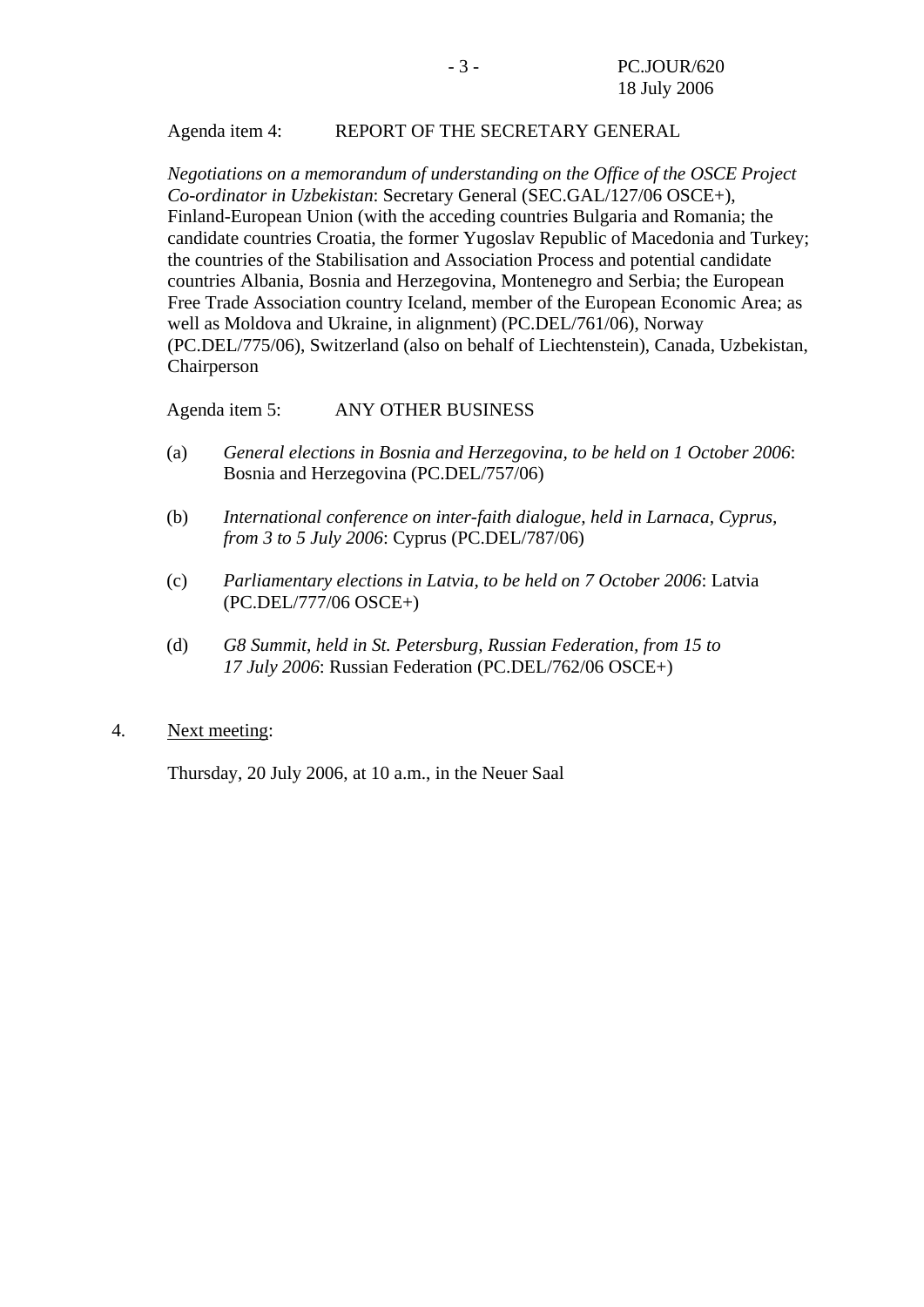Agenda item 4: REPORT OF THE SECRETARY GENERAL

*Negotiations on a memorandum of understanding on the Office of the OSCE Project Co-ordinator in Uzbekistan*: Secretary General (SEC.GAL/127/06 OSCE+), Finland-European Union (with the acceding countries Bulgaria and Romania; the candidate countries Croatia, the former Yugoslav Republic of Macedonia and Turkey; the countries of the Stabilisation and Association Process and potential candidate countries Albania, Bosnia and Herzegovina, Montenegro and Serbia; the European Free Trade Association country Iceland, member of the European Economic Area; as well as Moldova and Ukraine, in alignment) (PC.DEL/761/06), Norway (PC.DEL/775/06), Switzerland (also on behalf of Liechtenstein), Canada, Uzbekistan, Chairperson

Agenda item 5: ANY OTHER BUSINESS

(a) *General elections in Bosnia and Herzegovina, to be held on 1 October 2006*: Bosnia and Herzegovina (PC.DEL/757/06)

(b) *International conference on inter-faith dialogue, held in Larnaca, Cyprus, from 3 to 5 July 2006*: Cyprus (PC.DEL/787/06)

(c) *Parliamentary elections in Latvia, to be held on 7 October 2006*: Latvia (PC.DEL/777/06 OSCE+)

(d) *G8 Summit, held in St. Petersburg, Russian Federation, from 15 to 17 July 2006*: Russian Federation (PC.DEL/762/06 OSCE+)

4. Next meeting:

Thursday, 20 July 2006, at 10 a.m., in the Neuer Saal